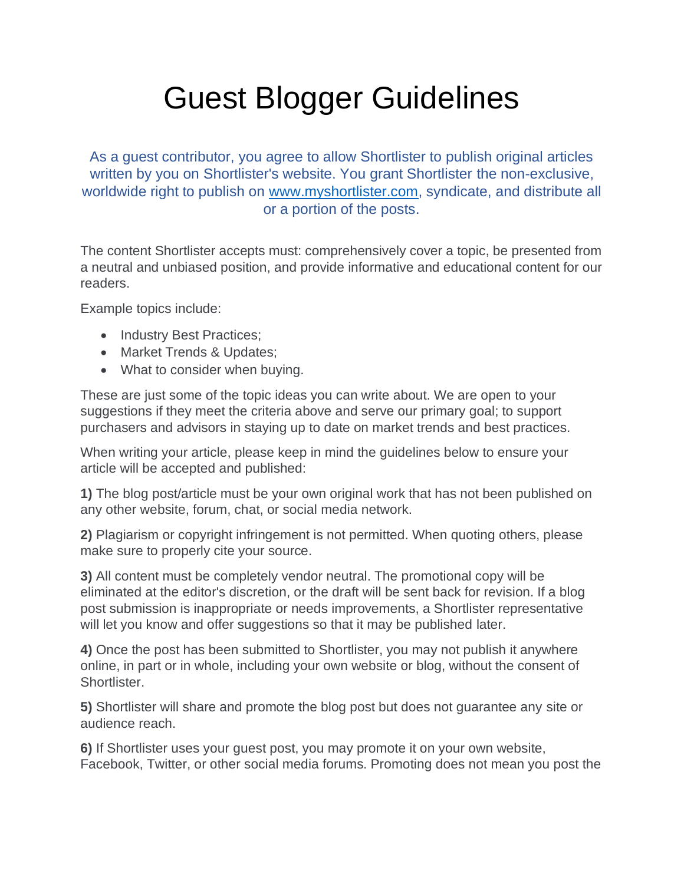# Guest Blogger Guidelines

As a guest contributor, you agree to allow Shortlister to publish original articles written by you on Shortlister's website. You grant Shortlister the non-exclusive, worldwide right to publish on www.myshortlister.com, syndicate, and distribute all or a portion of the posts.

The content Shortlister accepts must: comprehensively cover a topic, be presented from a neutral and unbiased position, and provide informative and educational content for our readers.

Example topics include:

- Industry Best Practices;
- Market Trends & Updates;
- What to consider when buying.

These are just some of the topic ideas you can write about. We are open to your suggestions if they meet the criteria above and serve our primary goal; to support purchasers and advisors in staying up to date on market trends and best practices.

When writing your article, please keep in mind the guidelines below to ensure your article will be accepted and published:

**1)** The blog post/article must be your own original work that has not been published on any other website, forum, chat, or social media network.

**2)** Plagiarism or copyright infringement is not permitted. When quoting others, please make sure to properly cite your source.

**3)** All content must be completely vendor neutral. The promotional copy will be eliminated at the editor's discretion, or the draft will be sent back for revision. If a blog post submission is inappropriate or needs improvements, a Shortlister representative will let you know and offer suggestions so that it may be published later.

**4)** Once the post has been submitted to Shortlister, you may not publish it anywhere online, in part or in whole, including your own website or blog, without the consent of Shortlister.

**5)** Shortlister will share and promote the blog post but does not guarantee any site or audience reach.

**6)** If Shortlister uses your guest post, you may promote it on your own website, Facebook, Twitter, or other social media forums. Promoting does not mean you post the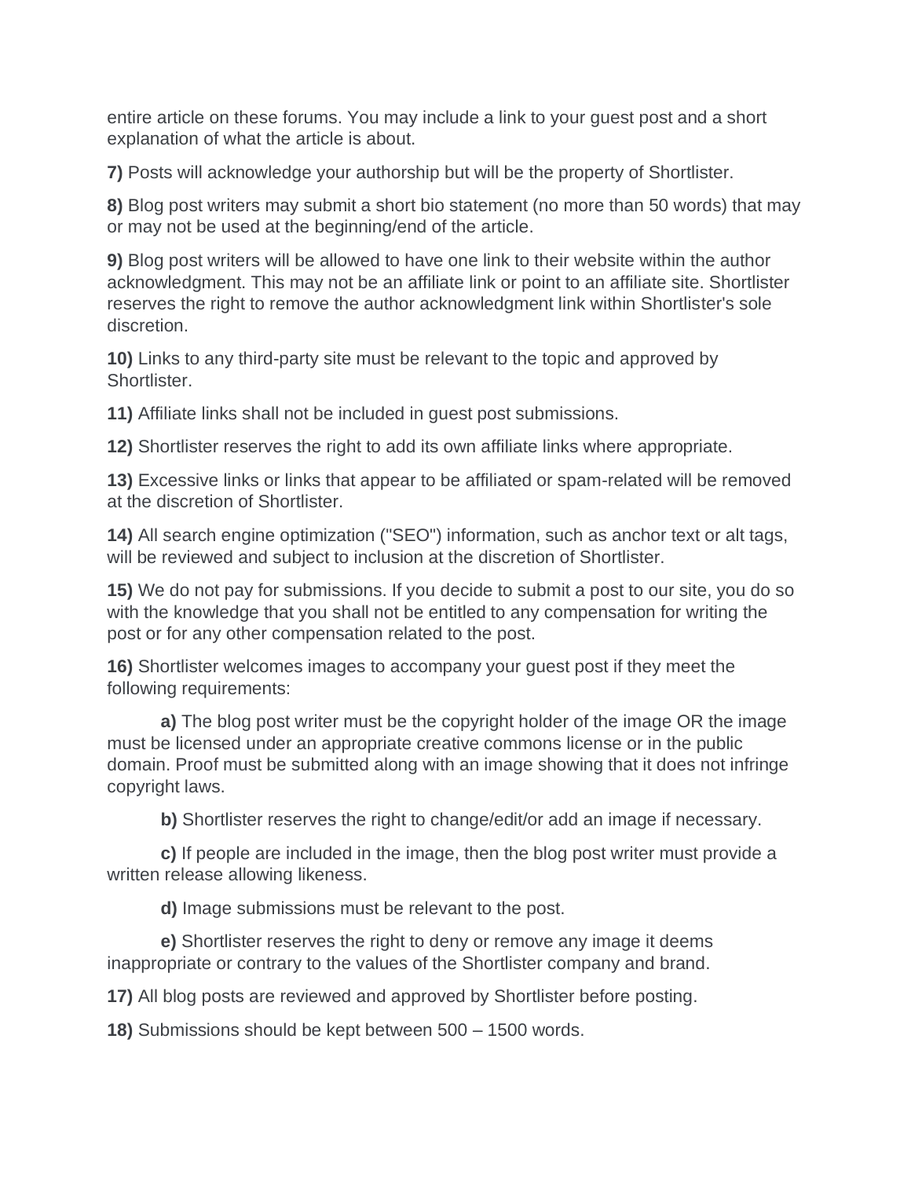entire article on these forums. You may include a link to your guest post and a short explanation of what the article is about.

**7)** Posts will acknowledge your authorship but will be the property of Shortlister.

**8)** Blog post writers may submit a short bio statement (no more than 50 words) that may or may not be used at the beginning/end of the article.

**9)** Blog post writers will be allowed to have one link to their website within the author acknowledgment. This may not be an affiliate link or point to an affiliate site. Shortlister reserves the right to remove the author acknowledgment link within Shortlister's sole discretion.

**10)** Links to any third-party site must be relevant to the topic and approved by Shortlister.

**11)** Affiliate links shall not be included in guest post submissions.

**12)** Shortlister reserves the right to add its own affiliate links where appropriate.

**13)** Excessive links or links that appear to be affiliated or spam-related will be removed at the discretion of Shortlister.

**14)** All search engine optimization ("SEO") information, such as anchor text or alt tags, will be reviewed and subject to inclusion at the discretion of Shortlister.

**15)** We do not pay for submissions. If you decide to submit a post to our site, you do so with the knowledge that you shall not be entitled to any compensation for writing the post or for any other compensation related to the post.

**16)** Shortlister welcomes images to accompany your guest post if they meet the following requirements:

**a)** The blog post writer must be the copyright holder of the image OR the image must be licensed under an appropriate creative commons license or in the public domain. Proof must be submitted along with an image showing that it does not infringe copyright laws.

**b)** Shortlister reserves the right to change/edit/or add an image if necessary.

**c)** If people are included in the image, then the blog post writer must provide a written release allowing likeness.

**d)** Image submissions must be relevant to the post.

**e)** Shortlister reserves the right to deny or remove any image it deems inappropriate or contrary to the values of the Shortlister company and brand.

**17)** All blog posts are reviewed and approved by Shortlister before posting.

**18)** Submissions should be kept between 500 – 1500 words.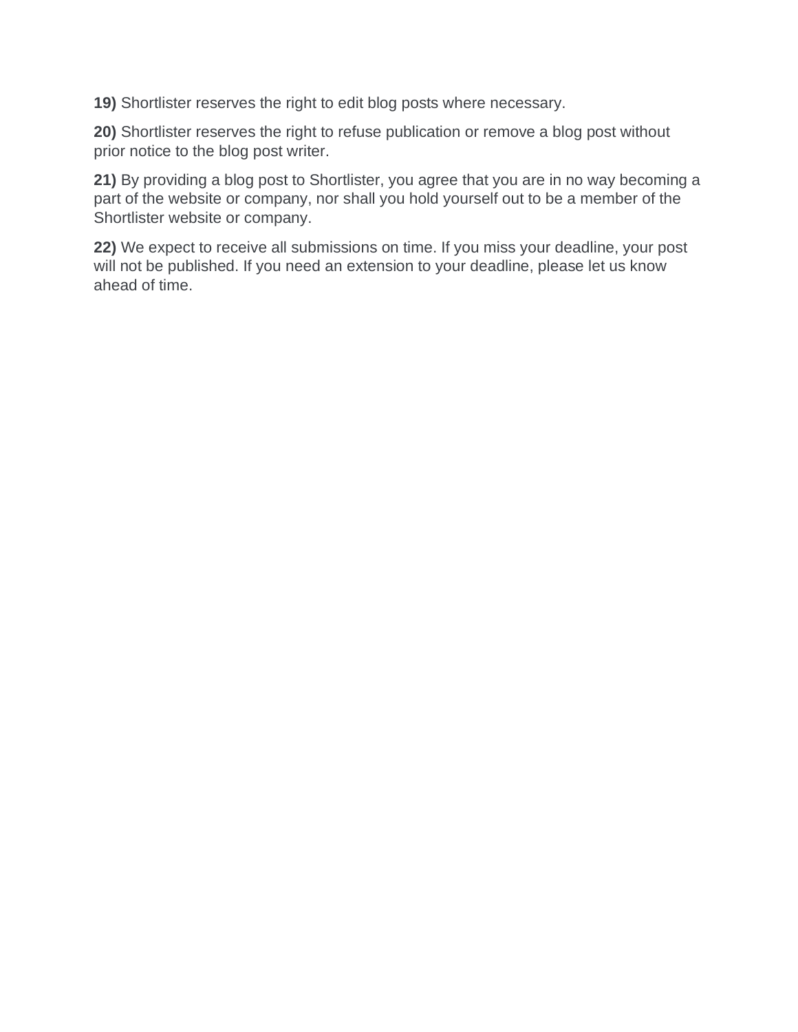**19)** Shortlister reserves the right to edit blog posts where necessary.

**20)** Shortlister reserves the right to refuse publication or remove a blog post without prior notice to the blog post writer.

**21)** By providing a blog post to Shortlister, you agree that you are in no way becoming a part of the website or company, nor shall you hold yourself out to be a member of the Shortlister website or company.

**22)** We expect to receive all submissions on time. If you miss your deadline, your post will not be published. If you need an extension to your deadline, please let us know ahead of time.